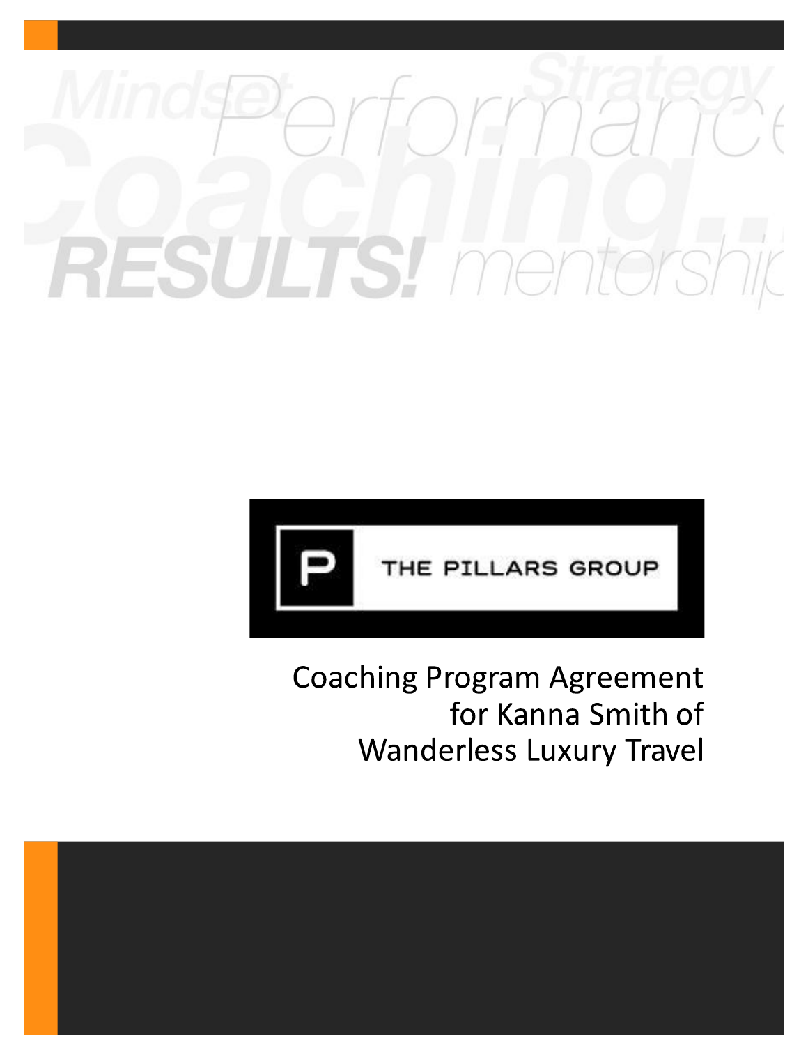Mindset Performance Strategy Coaching... RESULTS! mentorship

THE PILLARS GROUP

# Coaching Program Agreement for Kanna Smith of Wanderless Luxury Travel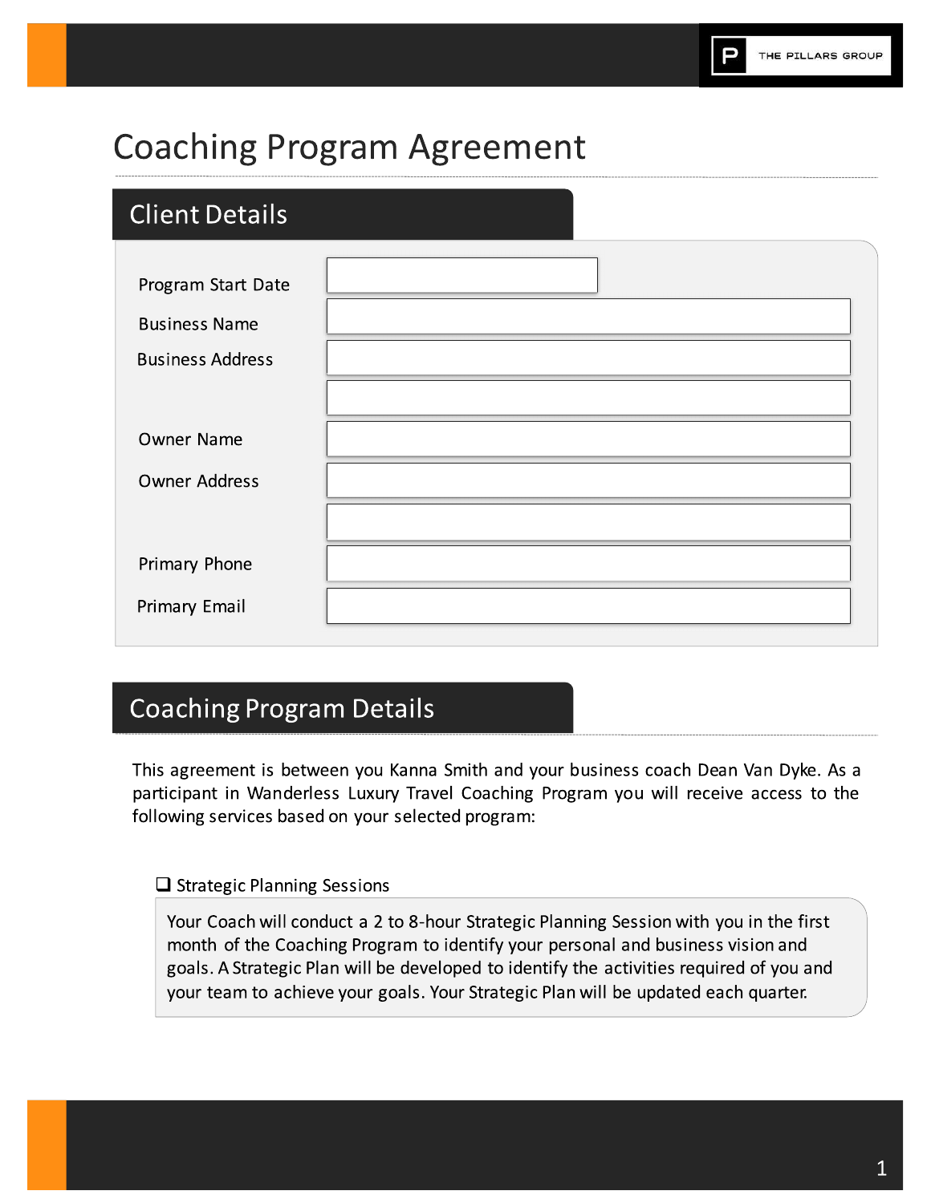# Coaching Program Agreement

## Client Details

| | |
|---|---|
| Program Start Date | |
| Business Name | |
| Business Address | |
| | |
| Owner Name | |
| Owner Address | |
| | |
| Primary Phone | |
| Primary Email | |

## Coaching Program Details

This agreement is between you Kanna Smith and your business coach Dean Van Dyke. As a participant in Wanderless Luxury Travel Coaching Program you will receive access to the following services based on your selected program:

- [ ] Strategic Planning Sessions

Your Coach will conduct a 2 to 8-hour Strategic Planning Session with you in the first month of the Coaching Program to identify your personal and business vision and goals. A Strategic Plan will be developed to identify the activities required of you and your team to achieve your goals. Your Strategic Plan will be updated each quarter.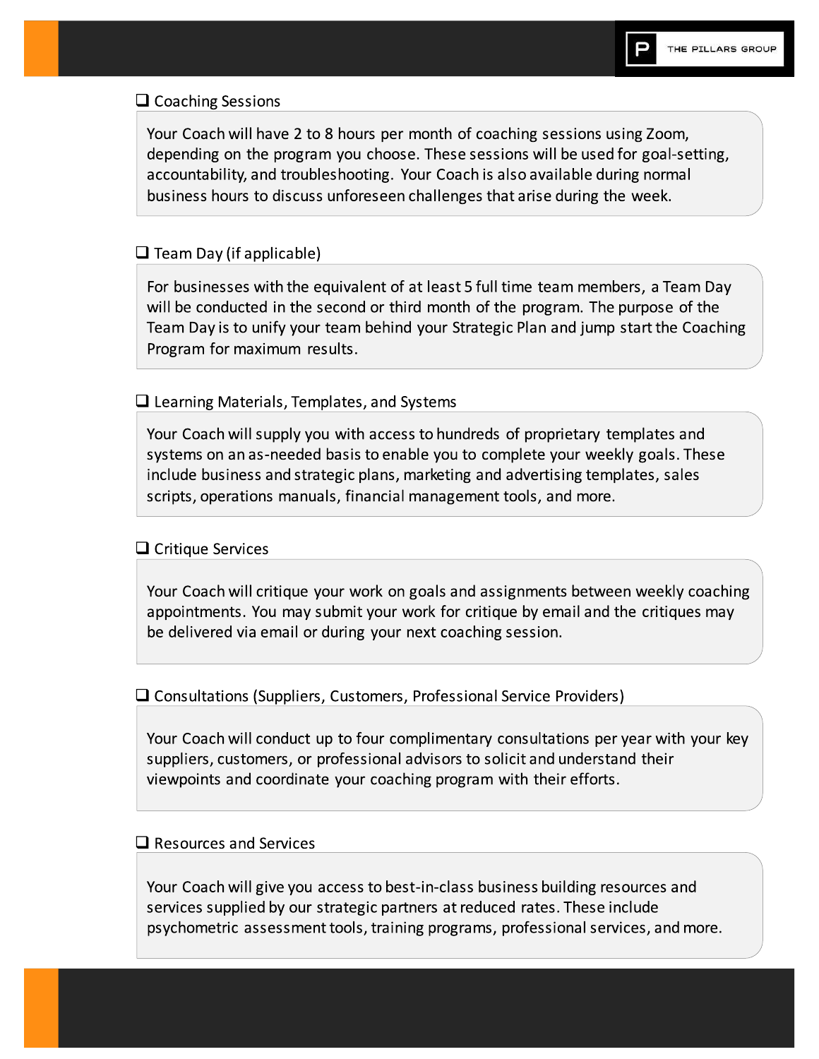- [ ] Coaching Sessions

Your Coach will have 2 to 8 hours per month of coaching sessions using Zoom, depending on the program you choose. These sessions will be used for goal-setting, accountability, and troubleshooting. Your Coach is also available during normal business hours to discuss unforeseen challenges that arise during the week.

- [ ] Team Day (if applicable)

For businesses with the equivalent of at least 5 full time team members, a Team Day will be conducted in the second or third month of the program. The purpose of the Team Day is to unify your team behind your Strategic Plan and jump start the Coaching Program for maximum results.

- [ ] Learning Materials, Templates, and Systems

Your Coach will supply you with access to hundreds of proprietary templates and systems on an as-needed basis to enable you to complete your weekly goals. These include business and strategic plans, marketing and advertising templates, sales scripts, operations manuals, financial management tools, and more.

- [ ] Critique Services

Your Coach will critique your work on goals and assignments between weekly coaching appointments. You may submit your work for critique by email and the critiques may be delivered via email or during your next coaching session.

- [ ] Consultations (Suppliers, Customers, Professional Service Providers)

Your Coach will conduct up to four complimentary consultations per year with your key suppliers, customers, or professional advisors to solicit and understand their viewpoints and coordinate your coaching program with their efforts.

- [ ] Resources and Services

Your Coach will give you access to best-in-class business building resources and services supplied by our strategic partners at reduced rates. These include psychometric assessment tools, training programs, professional services, and more.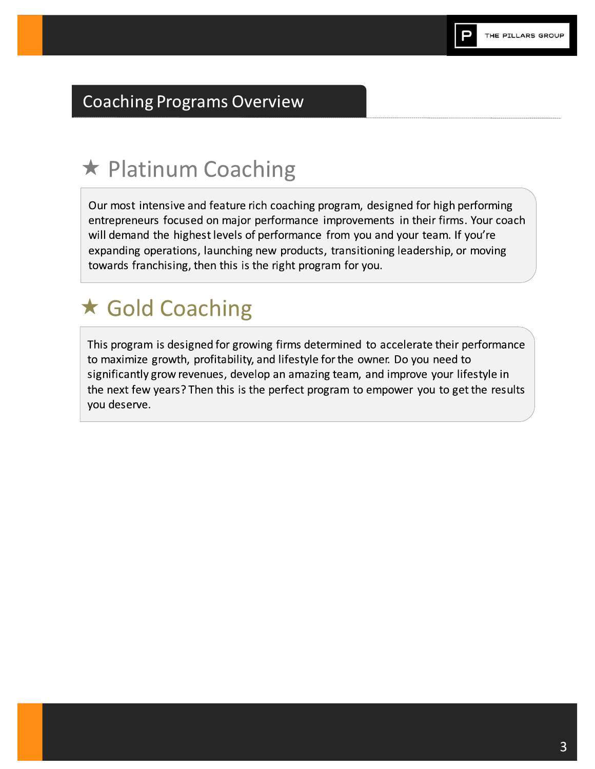## Coaching Programs Overview

### ★ Platinum Coaching

Our most intensive and feature rich coaching program, designed for high performing entrepreneurs focused on major performance improvements in their firms. Your coach will demand the highest levels of performance from you and your team. If you're expanding operations, launching new products, transitioning leadership, or moving towards franchising, then this is the right program for you.

### ★ Gold Coaching

This program is designed for growing firms determined to accelerate their performance to maximize growth, profitability, and lifestyle for the owner. Do you need to significantly grow revenues, develop an amazing team, and improve your lifestyle in the next few years? Then this is the perfect program to empower you to get the results you deserve.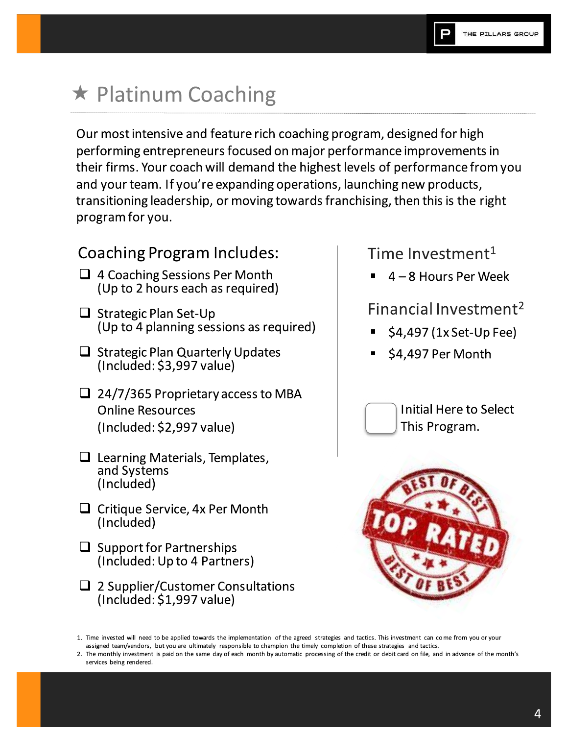# ★ Platinum Coaching

Our most intensive and feature rich coaching program, designed for high performing entrepreneurs focused on major performance improvements in their firms. Your coach will demand the highest levels of performance from you and your team. If you're expanding operations, launching new products, transitioning leadership, or moving towards franchising, then this is the right program for you.

## Coaching Program Includes:

- ☐ 4 Coaching Sessions Per Month (Up to 2 hours each as required)
- ☐ Strategic Plan Set-Up (Up to 4 planning sessions as required)
- ☐ Strategic Plan Quarterly Updates (Included: $3,997 value)
- ☐ 24/7/365 Proprietary access to MBA Online Resources (Included: $2,997 value)
- ☐ Learning Materials, Templates, and Systems (Included)
- ☐ Critique Service, 4x Per Month (Included)
- ☐ Support for Partnerships (Included: Up to 4 Partners)
- ☐ 2 Supplier/Customer Consultations (Included: $1,997 value)

## Time Investment[1]

- 4 – 8 Hours Per Week

## Financial Investment[2]

- $4,497 (1x Set-Up Fee)
- $4,497 Per Month

☐ Initial Here to Select This Program.

BEST OF BEST — TOP RATED — BEST OF BEST

1. Time invested will need to be applied towards the implementation of the agreed strategies and tactics. This investment can come from you or your assigned team/vendors, but you are ultimately responsible to champion the timely completion of these strategies and tactics.
2. The monthly investment is paid on the same day of each month by automatic processing of the credit or debit card on file, and in advance of the month's services being rendered.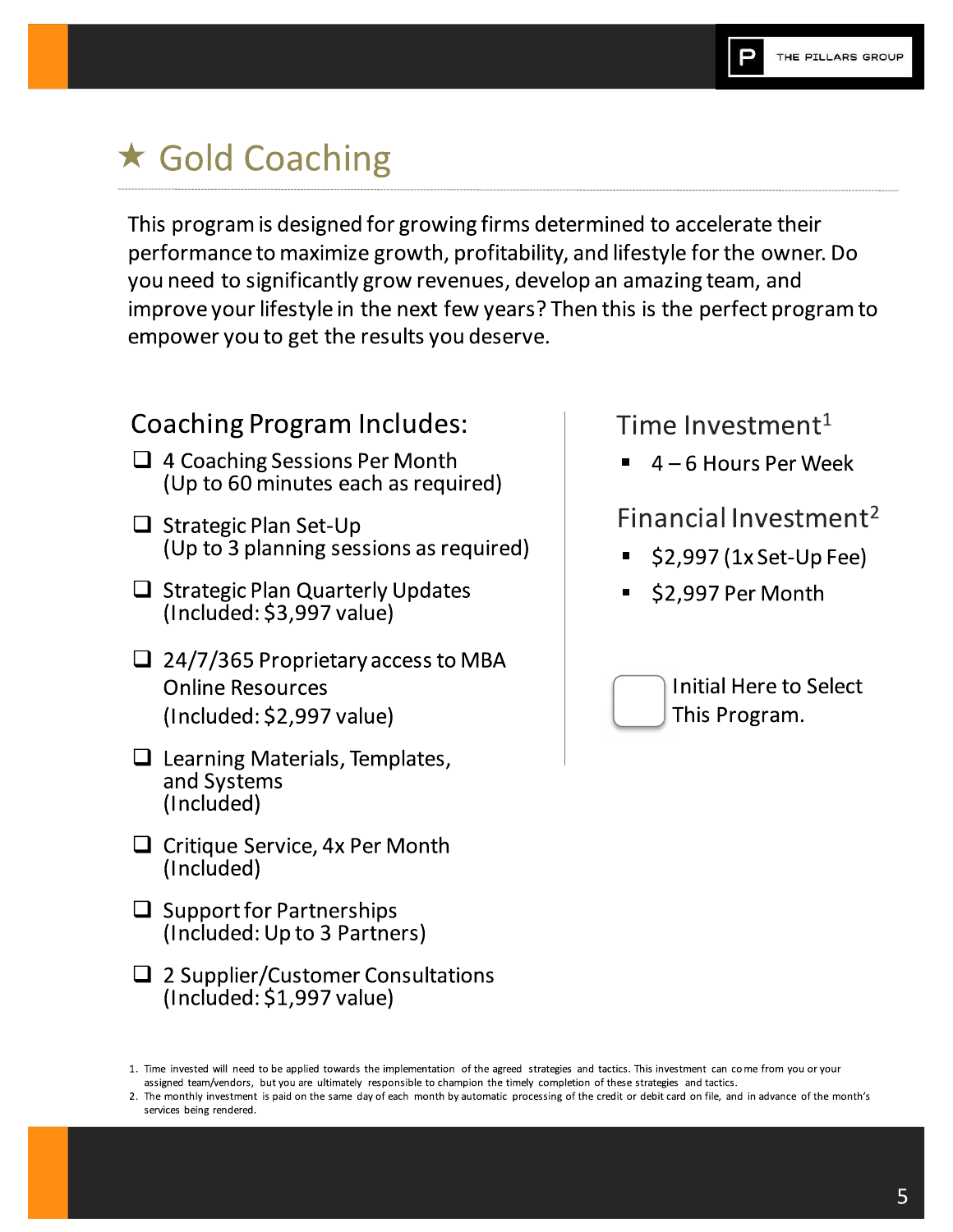# ★ Gold Coaching

This program is designed for growing firms determined to accelerate their performance to maximize growth, profitability, and lifestyle for the owner. Do you need to significantly grow revenues, develop an amazing team, and improve your lifestyle in the next few years? Then this is the perfect program to empower you to get the results you deserve.

## Coaching Program Includes:

- ❑ 4 Coaching Sessions Per Month (Up to 60 minutes each as required)
- ❑ Strategic Plan Set-Up (Up to 3 planning sessions as required)
- ❑ Strategic Plan Quarterly Updates (Included: $3,997 value)
- ❑ 24/7/365 Proprietary access to MBA Online Resources (Included: $2,997 value)
- ❑ Learning Materials, Templates, and Systems (Included)
- ❑ Critique Service, 4x Per Month (Included)
- ❑ Support for Partnerships (Included: Up to 3 Partners)
- ❑ 2 Supplier/Customer Consultations (Included: $1,997 value)

## Time Investment[1]

- 4 – 6 Hours Per Week

## Financial Investment[2]

- $2,997 (1x Set-Up Fee)
- $2,997 Per Month

☐ Initial Here to Select This Program.

1. Time invested will need to be applied towards the implementation of the agreed strategies and tactics. This investment can come from you or your assigned team/vendors, but you are ultimately responsible to champion the timely completion of these strategies and tactics.
2. The monthly investment is paid on the same day of each month by automatic processing of the credit or debit card on file, and in advance of the month's services being rendered.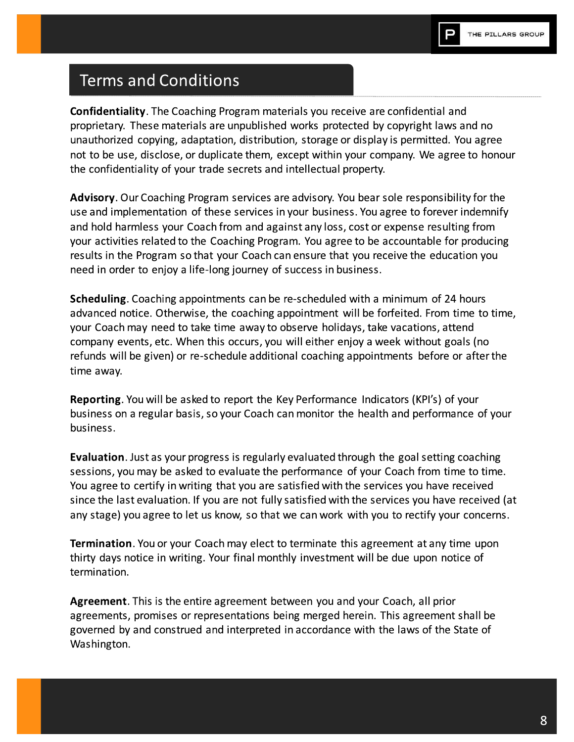## Terms and Conditions

**Confidentiality**. The Coaching Program materials you receive are confidential and proprietary. These materials are unpublished works protected by copyright laws and no unauthorized copying, adaptation, distribution, storage or display is permitted. You agree not to be use, disclose, or duplicate them, except within your company. We agree to honour the confidentiality of your trade secrets and intellectual property.

**Advisory**. Our Coaching Program services are advisory. You bear sole responsibility for the use and implementation of these services in your business. You agree to forever indemnify and hold harmless your Coach from and against any loss, cost or expense resulting from your activities related to the Coaching Program. You agree to be accountable for producing results in the Program so that your Coach can ensure that you receive the education you need in order to enjoy a life-long journey of success in business.

**Scheduling**. Coaching appointments can be re-scheduled with a minimum of 24 hours advanced notice. Otherwise, the coaching appointment will be forfeited. From time to time, your Coach may need to take time away to observe holidays, take vacations, attend company events, etc. When this occurs, you will either enjoy a week without goals (no refunds will be given) or re-schedule additional coaching appointments before or after the time away.

**Reporting**. You will be asked to report the Key Performance Indicators (KPI's) of your business on a regular basis, so your Coach can monitor the health and performance of your business.

**Evaluation**. Just as your progress is regularly evaluated through the goal setting coaching sessions, you may be asked to evaluate the performance of your Coach from time to time. You agree to certify in writing that you are satisfied with the services you have received since the last evaluation. If you are not fully satisfied with the services you have received (at any stage) you agree to let us know, so that we can work with you to rectify your concerns.

**Termination**. You or your Coach may elect to terminate this agreement at any time upon thirty days notice in writing. Your final monthly investment will be due upon notice of termination.

**Agreement**. This is the entire agreement between you and your Coach, all prior agreements, promises or representations being merged herein. This agreement shall be governed by and construed and interpreted in accordance with the laws of the State of Washington.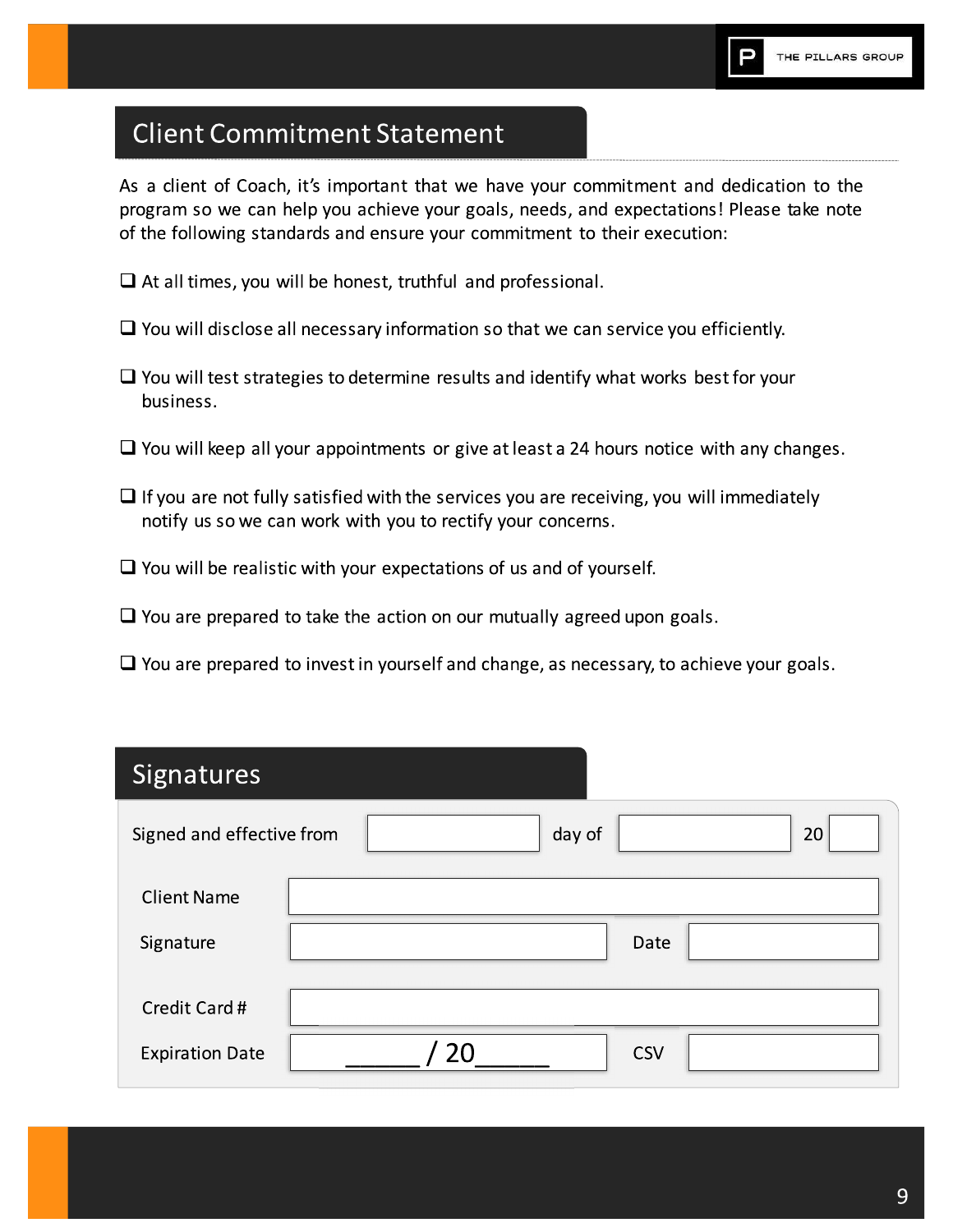## Client Commitment Statement

As a client of Coach, it's important that we have your commitment and dedication to the program so we can help you achieve your goals, needs, and expectations! Please take note of the following standards and ensure your commitment to their execution:

- ❑ At all times, you will be honest, truthful and professional.
- ❑ You will disclose all necessary information so that we can service you efficiently.
- ❑ You will test strategies to determine results and identify what works best for your business.
- ❑ You will keep all your appointments or give at least a 24 hours notice with any changes.
- ❑ If you are not fully satisfied with the services you are receiving, you will immediately notify us so we can work with you to rectify your concerns.
- ❑ You will be realistic with your expectations of us and of yourself.
- ❑ You are prepared to take the action on our mutually agreed upon goals.
- ❑ You are prepared to invest in yourself and change, as necessary, to achieve your goals.

## Signatures

Signed and effective from __________ day of __________ 20____

Client Name ______________________________

Signature ______________________ Date __________

Credit Card # ______________________________

Expiration Date _____ / 20_____ CSV __________